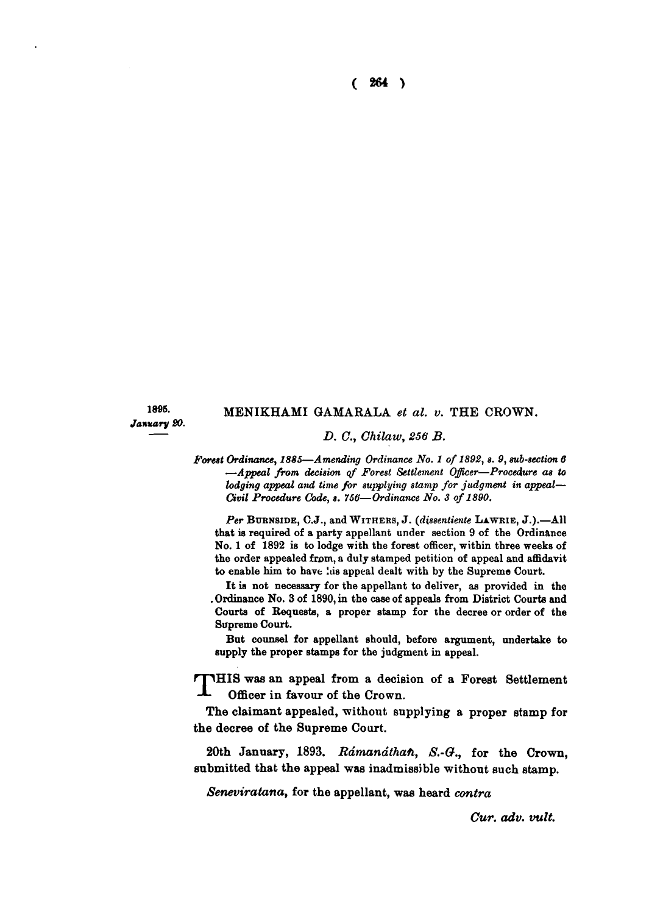1895.
*January 20.*

## MENIKHAMI GAMARALA *et al.* *v.* THE CROWN.

*D. C., Chilaw, 256 B.*

*Forest Ordinance, 1885—Amending Ordinance No. 1 of 1892, s. 9, sub-section 6 —Appeal from decision of Forest Settlement Officer—Procedure as to lodging appeal and time for supplying stamp for judgment in appeal— Civil Procedure Code, s. 756—Ordinance No. 3 of 1890.*

*Per* BURNSIDE, C.J., and WITHERS, J. (*dissentiente* LAWRIE, J.).—All that is required of a party appellant under section 9 of the Ordinance No. 1 of 1892 is to lodge with the forest officer, within three weeks of the order appealed from, a duly stamped petition of appeal and affidavit to enable him to have his appeal dealt with by the Supreme Court.

It is not necessary for the appellant to deliver, as provided in the Ordinance No. 3 of 1890, in the case of appeals from District Courts and Courts of Requests, a proper stamp for the decree or order of the Supreme Court.

But counsel for appellant should, before argument, undertake to supply the proper stamps for the judgment in appeal.

THIS was an appeal from a decision of a Forest Settlement Officer in favour of the Crown.

The claimant appealed, without supplying a proper stamp for the decree of the Supreme Court.

20th January, 1893. *Rámanáthan, S.-G.*, for the Crown, submitted that the appeal was inadmissible without such stamp.

*Seneviratana*, for the appellant, was heard *contra*

*Cur. adv. vult.*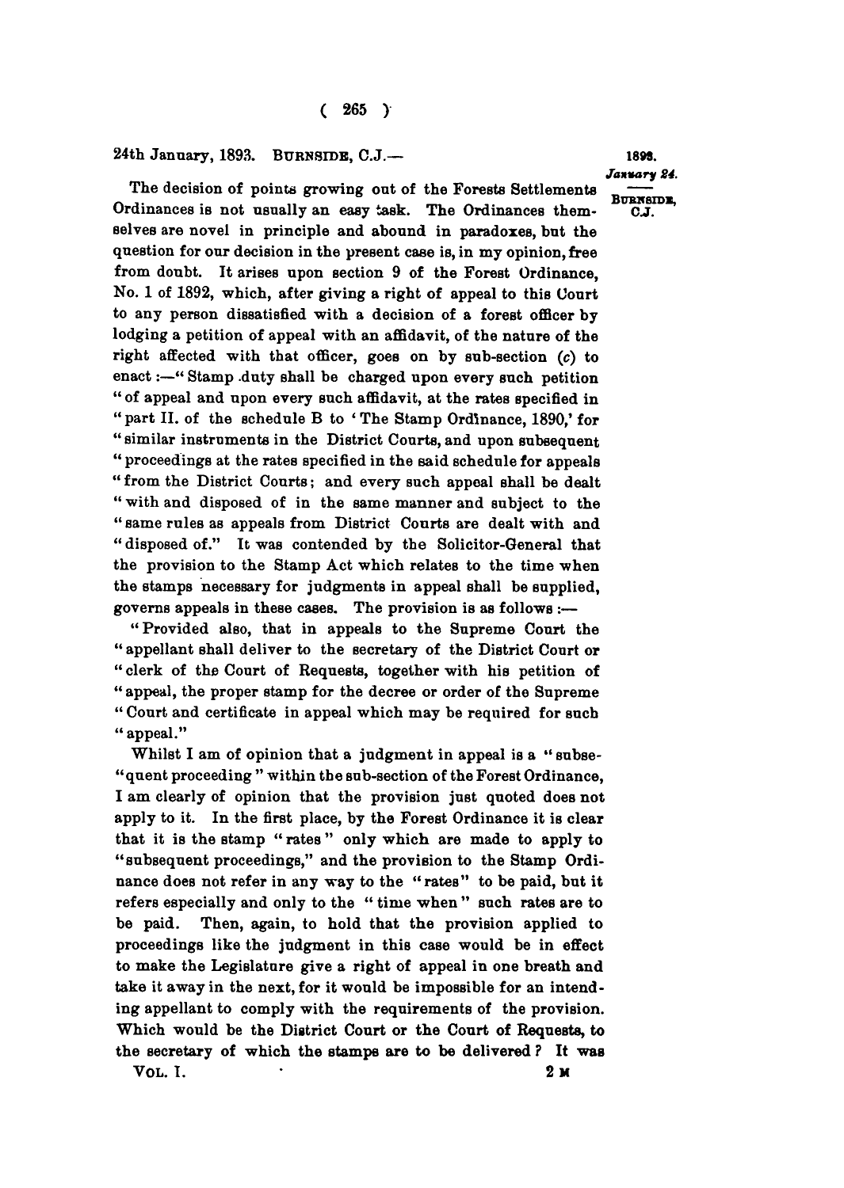24th January, 1893. BURNSIDE, C.J.—

1893. *January 24.* BURNSIDE, C.J.

The decision of points growing out of the Forests Settlements Ordinances is not usually an easy task. The Ordinances themselves are novel in principle and abound in paradoxes, but the question for our decision in the present case is, in my opinion, free from doubt. It arises upon section 9 of the Forest Ordinance, No. 1 of 1892, which, after giving a right of appeal to this Court to any person dissatisfied with a decision of a forest officer by lodging a petition of appeal with an affidavit, of the nature of the right affected with that officer, goes on by sub-section (*c*) to enact :—" Stamp duty shall be charged upon every such petition " of appeal and upon every such affidavit, at the rates specified in " part II. of the schedule B to 'The Stamp Ordinance, 1890,' for " similar instruments in the District Courts, and upon subsequent " proceedings at the rates specified in the said schedule for appeals " from the District Courts; and every such appeal shall be dealt " with and disposed of in the same manner and subject to the " same rules as appeals from District Courts are dealt with and " disposed of." It was contended by the Solicitor-General that the provision to the Stamp Act which relates to the time when the stamps necessary for judgments in appeal shall be supplied, governs appeals in these cases. The provision is as follows :—

" Provided also, that in appeals to the Supreme Court the " appellant shall deliver to the secretary of the District Court or " clerk of the Court of Requests, together with his petition of " appeal, the proper stamp for the decree or order of the Supreme " Court and certificate in appeal which may be required for such " appeal."

Whilst I am of opinion that a judgment in appeal is a " subse- " quent proceeding " within the sub-section of the Forest Ordinance, I am clearly of opinion that the provision just quoted does not apply to it. In the first place, by the Forest Ordinance it is clear that it is the stamp " rates " only which are made to apply to " subsequent proceedings," and the provision to the Stamp Ordinance does not refer in any way to the " rates" to be paid, but it refers especially and only to the " time when " such rates are to be paid. Then, again, to hold that the provision applied to proceedings like the judgment in this case would be in effect to make the Legislature give a right of appeal in one breath and take it away in the next, for it would be impossible for an intending appellant to comply with the requirements of the provision. Which would be the District Court or the Court of Requests, to the secretary of which the stamps are to be delivered? It was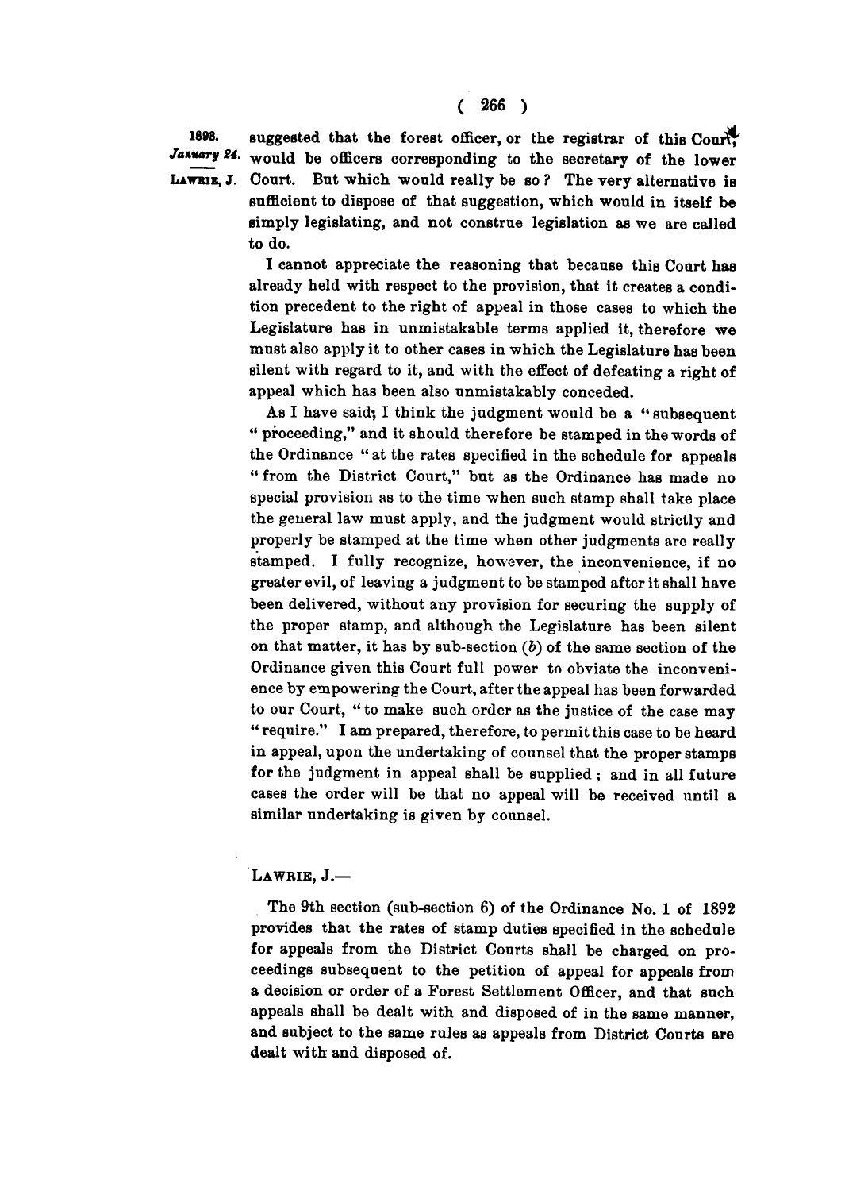suggested that the forest officer, or the registrar of this Court, would be officers corresponding to the secretary of the lower Court. But which would really be so? The very alternative is sufficient to dispose of that suggestion, which would in itself be simply legislating, and not construe legislation as we are called to do.

I cannot appreciate the reasoning that because this Court has already held with respect to the provision, that it creates a condition precedent to the right of appeal in those cases to which the Legislature has in unmistakable terms applied it, therefore we must also apply it to other cases in which the Legislature has been silent with regard to it, and with the effect of defeating a right of appeal which has been also unmistakably conceded.

As I have said, I think the judgment would be a "subsequent "proceeding," and it should therefore be stamped in the words of the Ordinance "at the rates specified in the schedule for appeals "from the District Court," but as the Ordinance has made no special provision as to the time when such stamp shall take place the general law must apply, and the judgment would strictly and properly be stamped at the time when other judgments are really stamped. I fully recognize, however, the inconvenience, if no greater evil, of leaving a judgment to be stamped after it shall have been delivered, without any provision for securing the supply of the proper stamp, and although the Legislature has been silent on that matter, it has by sub-section (*b*) of the same section of the Ordinance given this Court full power to obviate the inconvenience by empowering the Court, after the appeal has been forwarded to our Court, "to make such order as the justice of the case may "require." I am prepared, therefore, to permit this case to be heard in appeal, upon the undertaking of counsel that the proper stamps for the judgment in appeal shall be supplied; and in all future cases the order will be that no appeal will be received until a similar undertaking is given by counsel.

LAWRIE, J.—

The 9th section (sub-section 6) of the Ordinance No. 1 of 1892 provides that the rates of stamp duties specified in the schedule for appeals from the District Courts shall be charged on proceedings subsequent to the petition of appeal for appeals from a decision or order of a Forest Settlement Officer, and that such appeals shall be dealt with and disposed of in the same manner, and subject to the same rules as appeals from District Courts are dealt with and disposed of.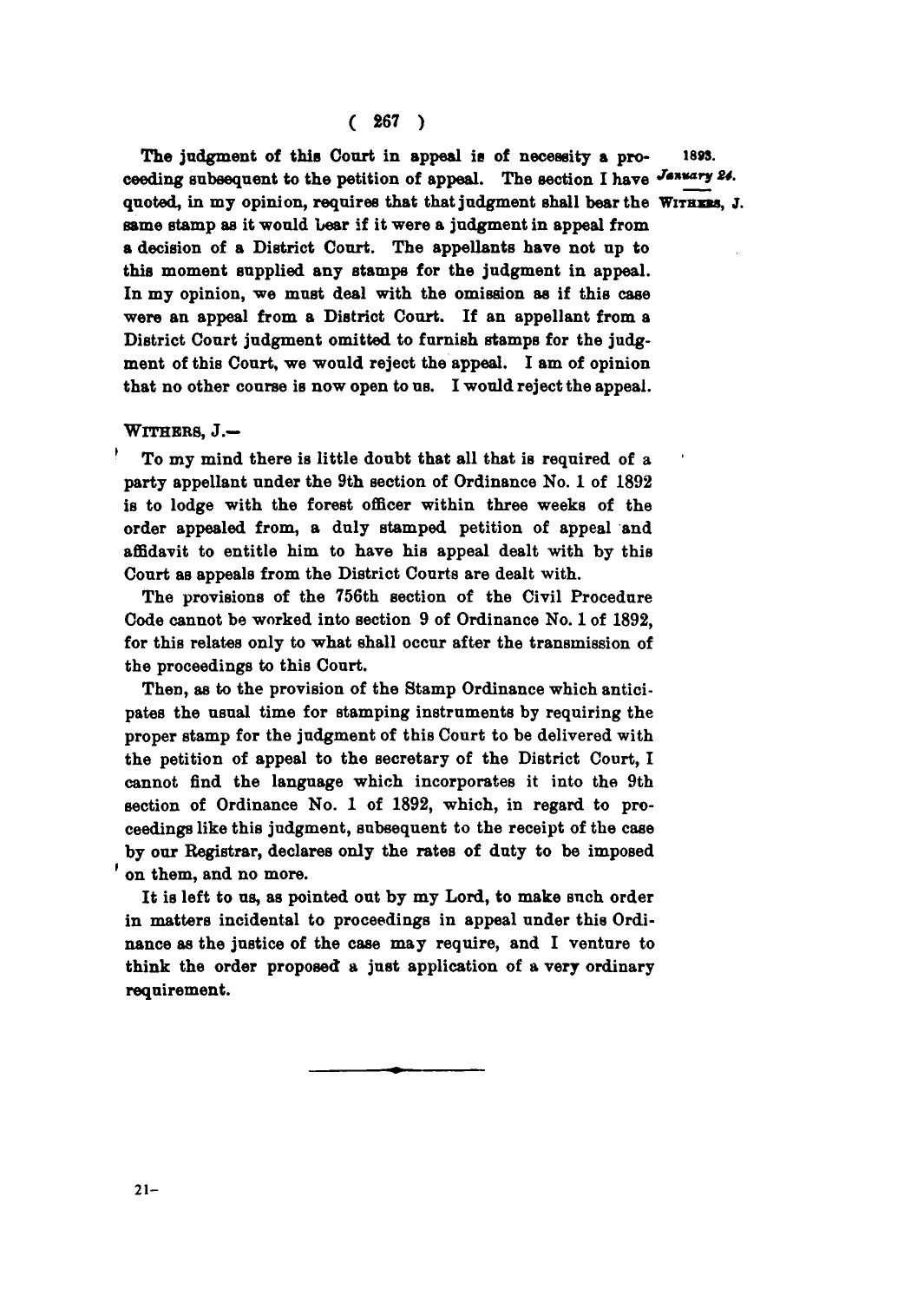The judgment of this Court in appeal is of necessity a proceeding subsequent to the petition of appeal. The section I have quoted, in my opinion, requires that that judgment shall bear the same stamp as it would bear if it were a judgment in appeal from a decision of a District Court. The appellants have not up to this moment supplied any stamps for the judgment in appeal. In my opinion, we must deal with the omission as if this case were an appeal from a District Court. If an appellant from a District Court judgment omitted to furnish stamps for the judgment of this Court, we would reject the appeal. I am of opinion that no other course is now open to us. I would reject the appeal.

1893.
*January 24.*
WITHERS, J.

WITHERS, J.—

To my mind there is little doubt that all that is required of a party appellant under the 9th section of Ordinance No. 1 of 1892 is to lodge with the forest officer within three weeks of the order appealed from, a duly stamped petition of appeal and affidavit to entitle him to have his appeal dealt with by this Court as appeals from the District Courts are dealt with.

The provisions of the 756th section of the Civil Procedure Code cannot be worked into section 9 of Ordinance No. 1 of 1892, for this relates only to what shall occur after the transmission of the proceedings to this Court.

Then, as to the provision of the Stamp Ordinance which anticipates the usual time for stamping instruments by requiring the proper stamp for the judgment of this Court to be delivered with the petition of appeal to the secretary of the District Court, I cannot find the language which incorporates it into the 9th section of Ordinance No. 1 of 1892, which, in regard to proceedings like this judgment, subsequent to the receipt of the case by our Registrar, declares only the rates of duty to be imposed on them, and no more.

It is left to us, as pointed out by my Lord, to make such order in matters incidental to proceedings in appeal under this Ordinance as the justice of the case may require, and I venture to think the order proposed a just application of a very ordinary requirement.